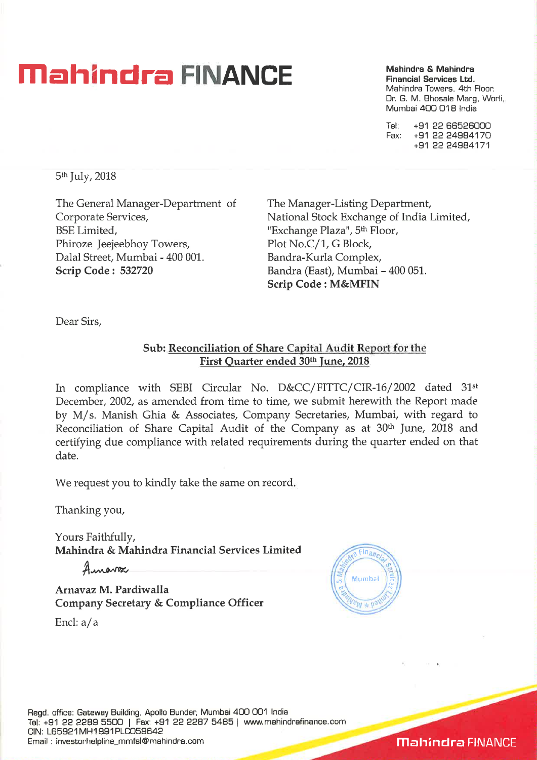# Mahindra FINANCE

**Mahindra & Mahindra Financial Services Ltd.**
Mahindra Towers, 4th Floor,
Dr. G. M. Bhosale Marg, Worli,
Mumbai 400 018 India

Tel: +91 22 66526000
Fax: +91 22 24984170
+91 22 24984171

5th July, 2018

The General Manager-Department of Corporate Services,
BSE Limited,
Phiroze Jeejeebhoy Towers,
Dalal Street, Mumbai - 400 001.
**Scrip Code : 532720**

The Manager-Listing Department,
National Stock Exchange of India Limited,
"Exchange Plaza", 5th Floor,
Plot No.C/1, G Block,
Bandra-Kurla Complex,
Bandra (East), Mumbai – 400 051.
**Scrip Code : M&MFIN**

Dear Sirs,

**Sub: Reconciliation of Share Capital Audit Report for the First Quarter ended 30th June, 2018**

In compliance with SEBI Circular No. D&CC/FITTC/CIR-16/2002 dated 31st December, 2002, as amended from time to time, we submit herewith the Report made by M/s. Manish Ghia & Associates, Company Secretaries, Mumbai, with regard to Reconciliation of Share Capital Audit of the Company as at 30th June, 2018 and certifying due compliance with related requirements during the quarter ended on that date.

We request you to kindly take the same on record.

Thanking you,

Yours Faithfully,
**Mahindra & Mahindra Financial Services Limited**

**Arnavaz M. Pardiwalla**
**Company Secretary & Compliance Officer**

Encl: a/a

Regd. office: Gateway Building, Apollo Bunder, Mumbai 400 001 India
Tel: +91 22 2289 5500 | Fax: +91 22 2287 5485 | www.mahindrafinance.com
CIN: L65921MH1991PLC059642
Email : investorhelpline_mmfsl@mahindra.com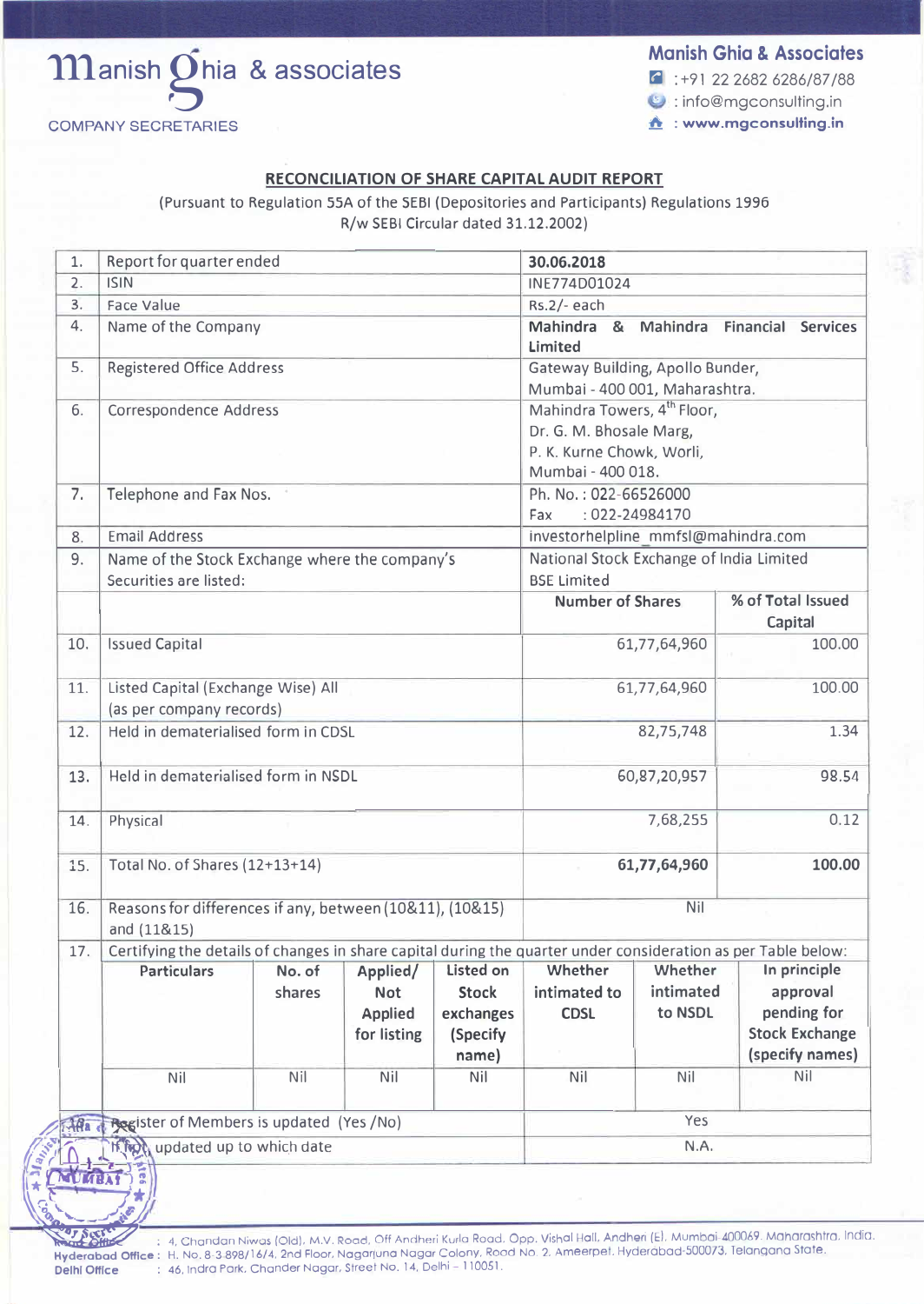**Manish Ghia & associates**

COMPANY SECRETARIES

**Manish Ghia & Associates**

:+91 22 2682 6286/87/88

: info@mgconsulting.in

: **www.mgconsulting.in**

## RECONCILIATION OF SHARE CAPITAL AUDIT REPORT

(Pursuant to Regulation 55A of the SEBI (Depositories and Participants) Regulations 1996 R/w SEBI Circular dated 31.12.2002)

| | | | |
|---|---|---|---|
| 1. | Report for quarter ended | **30.06.2018** | |
| 2. | ISIN | INE774D01024 | |
| 3. | Face Value | Rs.2/- each | |
| 4. | Name of the Company | **Mahindra & Mahindra Financial Services Limited** | |
| 5. | Registered Office Address | Gateway Building, Apollo Bunder, Mumbai - 400 001, Maharashtra. | |
| 6. | Correspondence Address | Mahindra Towers, 4th Floor, Dr. G. M. Bhosale Marg, P. K. Kurne Chowk, Worli, Mumbai - 400 018. | |
| 7. | Telephone and Fax Nos. | Ph. No. : 022-66526000<br>Fax : 022-24984170 | |
| 8. | Email Address | investorhelpline_mmfsl@mahindra.com | |
| 9. | Name of the Stock Exchange where the company's Securities are listed: | National Stock Exchange of India Limited<br>BSE Limited | |
| | | **Number of Shares** | **% of Total Issued Capital** |
| 10. | Issued Capital | 61,77,64,960 | 100.00 |
| 11. | Listed Capital (Exchange Wise) All (as per company records) | 61,77,64,960 | 100.00 |
| 12. | Held in dematerialised form in CDSL | 82,75,748 | 1.34 |
| 13. | Held in dematerialised form in NSDL | 60,87,20,957 | 98.54 |
| 14. | Physical | 7,68,255 | 0.12 |
| 15. | Total No. of Shares (12+13+14) | **61,77,64,960** | **100.00** |
| 16. | Reasons for differences if any, between (10&11), (10&15) and (11&15) | Nil | |

17. Certifying the details of changes in share capital during the quarter under consideration as per Table below:

| Particulars | No. of shares | Applied/ Not Applied for listing | Listed on Stock exchanges (Specify name) | Whether intimated to CDSL | Whether intimated to NSDL | In principle approval pending for Stock Exchange (specify names) |
|---|---|---|---|---|---|---|
| Nil | Nil | Nil | Nil | Nil | Nil | Nil |

| | | |
|---|---|---|
| 18. | Register of Members is updated (Yes /No) | Yes |
| | If not, updated up to which date | N.A. |

Regd. Office : 4, Chandan Niwas (Old), M.V. Road, Off Andheri Kurla Road, Opp. Vishal Hall, Andheri (E), Mumbai 400069. Maharashtra. India.
Hyderabad Office : H. No. 8-3-898/16/4, 2nd Floor, Nagarjuna Nagar Colony, Road No. 2, Ameerpet, Hyderabad-500073, Telangana State.
Delhi Office : 46, Indra Park, Chander Nagar, Street No. 14, Delhi - 110051.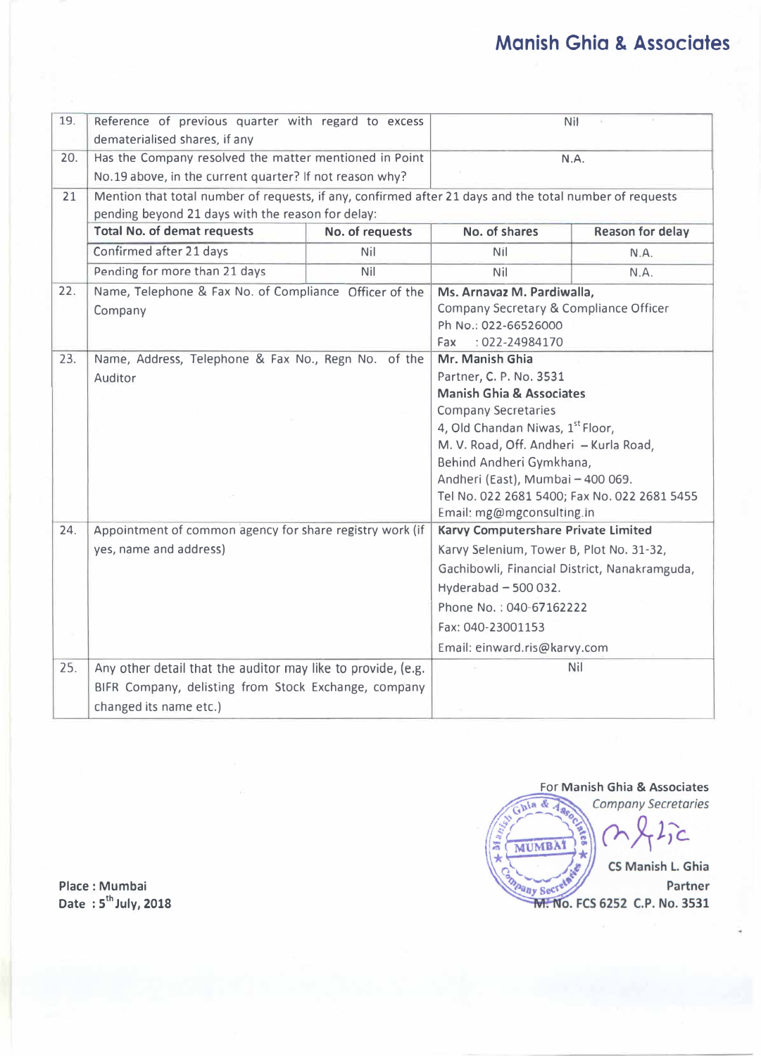| | | |
|---|---|---|
| 19. | Reference of previous quarter with regard to excess dematerialised shares, if any | Nil |
| 20. | Has the Company resolved the matter mentioned in Point No.19 above, in the current quarter? If not reason why? | N.A. |

21. Mention that total number of requests, if any, confirmed after 21 days and the total number of requests pending beyond 21 days with the reason for delay:

| Total No. of demat requests | No. of requests | No. of shares | Reason for delay |
|---|---|---|---|
| Confirmed after 21 days | Nil | Nil | N.A. |
| Pending for more than 21 days | Nil | Nil | N.A. |

| | | |
|---|---|---|
| 22. | Name, Telephone & Fax No. of Compliance Officer of the Company | **Ms. Arnavaz M. Pardiwalla,**<br>Company Secretary & Compliance Officer<br>Ph No.: 022-66526000<br>Fax : 022-24984170 |
| 23. | Name, Address, Telephone & Fax No., Regn No. of the Auditor | **Mr. Manish Ghia**<br>Partner, C. P. No. 3531<br>**Manish Ghia & Associates**<br>Company Secretaries<br>4, Old Chandan Niwas, 1st Floor,<br>M. V. Road, Off. Andheri – Kurla Road,<br>Behind Andheri Gymkhana,<br>Andheri (East), Mumbai – 400 069.<br>Tel No. 022 2681 5400; Fax No. 022 2681 5455<br>Email: mg@mgconsulting.in |
| 24. | Appointment of common agency for share registry work (if yes, name and address) | **Karvy Computershare Private Limited**<br>Karvy Selenium, Tower B, Plot No. 31-32,<br>Gachibowli, Financial District, Nanakramguda,<br>Hyderabad – 500 032.<br>Phone No. : 040-67162222<br>Fax: 040-23001153<br>Email: einward.ris@karvy.com |
| 25. | Any other detail that the auditor may like to provide, (e.g. BIFR Company, delisting from Stock Exchange, company changed its name etc.) | Nil |

For **Manish Ghia & Associates**
*Company Secretaries*

**CS Manish L. Ghia**
**Partner**
**M. No. FCS 6252 C.P. No. 3531**

**Place : Mumbai**
**Date : 5th July, 2018**